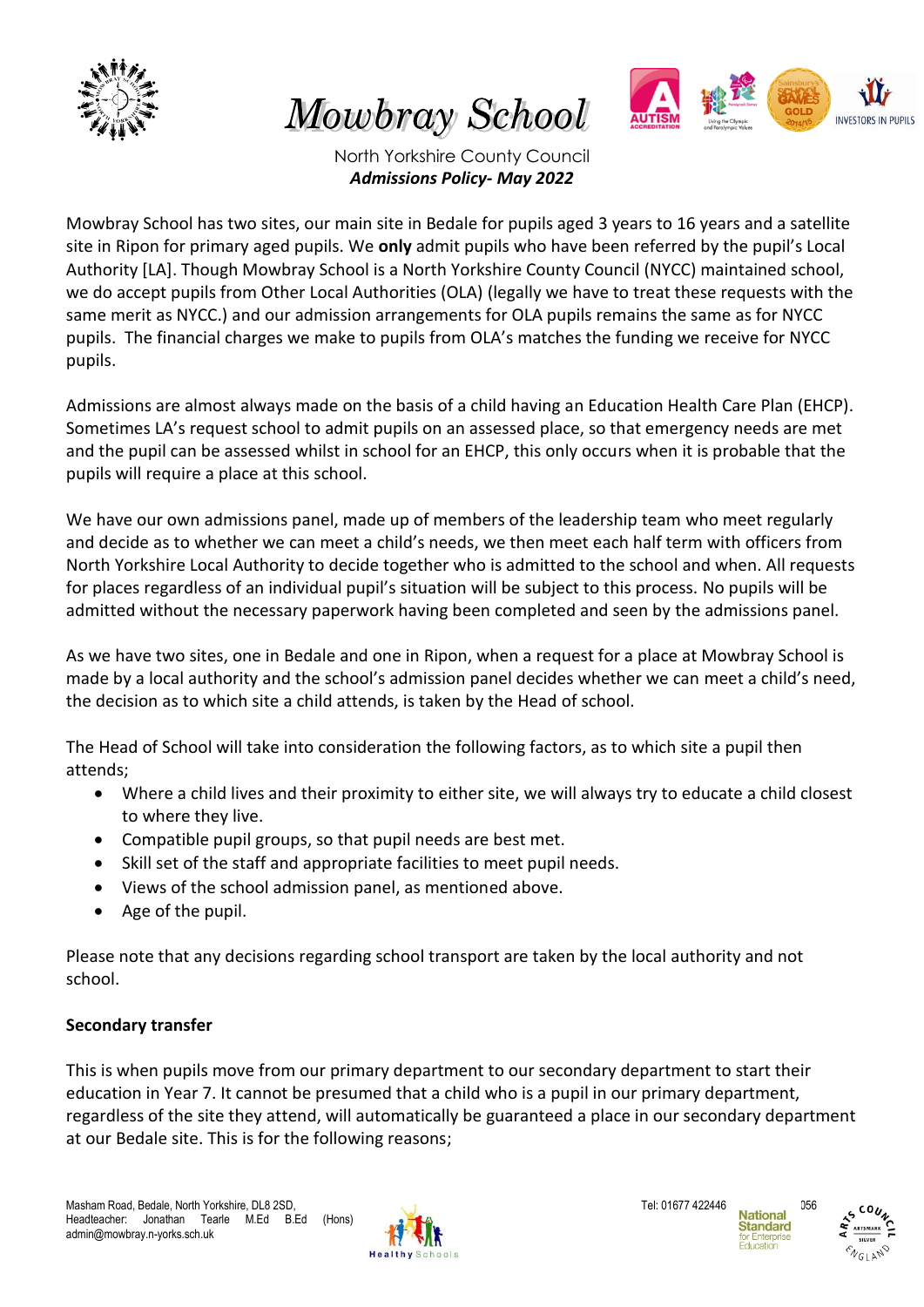# Mowbray School

North Yorkshire County Council

***Admissions Policy- May 2022***

Mowbray School has two sites, our main site in Bedale for pupils aged 3 years to 16 years and a satellite site in Ripon for primary aged pupils. We **only** admit pupils who have been referred by the pupil's Local Authority [LA]. Though Mowbray School is a North Yorkshire County Council (NYCC) maintained school, we do accept pupils from Other Local Authorities (OLA) (legally we have to treat these requests with the same merit as NYCC.) and our admission arrangements for OLA pupils remains the same as for NYCC pupils. The financial charges we make to pupils from OLA's matches the funding we receive for NYCC pupils.

Admissions are almost always made on the basis of a child having an Education Health Care Plan (EHCP). Sometimes LA's request school to admit pupils on an assessed place, so that emergency needs are met and the pupil can be assessed whilst in school for an EHCP, this only occurs when it is probable that the pupils will require a place at this school.

We have our own admissions panel, made up of members of the leadership team who meet regularly and decide as to whether we can meet a child's needs, we then meet each half term with officers from North Yorkshire Local Authority to decide together who is admitted to the school and when. All requests for places regardless of an individual pupil's situation will be subject to this process. No pupils will be admitted without the necessary paperwork having been completed and seen by the admissions panel.

As we have two sites, one in Bedale and one in Ripon, when a request for a place at Mowbray School is made by a local authority and the school's admission panel decides whether we can meet a child's need, the decision as to which site a child attends, is taken by the Head of school.

The Head of School will take into consideration the following factors, as to which site a pupil then attends;

- Where a child lives and their proximity to either site, we will always try to educate a child closest to where they live.
- Compatible pupil groups, so that pupil needs are best met.
- Skill set of the staff and appropriate facilities to meet pupil needs.
- Views of the school admission panel, as mentioned above.
- Age of the pupil.

Please note that any decisions regarding school transport are taken by the local authority and not school.

**Secondary transfer**

This is when pupils move from our primary department to our secondary department to start their education in Year 7. It cannot be presumed that a child who is a pupil in our primary department, regardless of the site they attend, will automatically be guaranteed a place in our secondary department at our Bedale site. This is for the following reasons;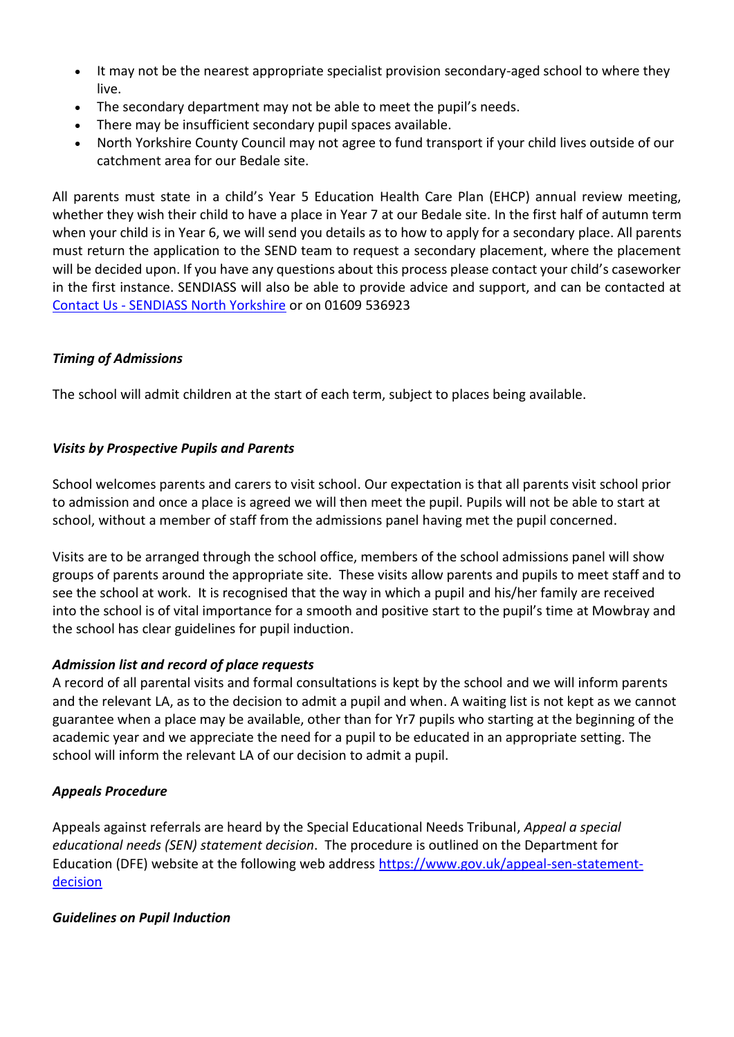- It may not be the nearest appropriate specialist provision secondary-aged school to where they live.
- The secondary department may not be able to meet the pupil's needs.
- There may be insufficient secondary pupil spaces available.
- North Yorkshire County Council may not agree to fund transport if your child lives outside of our catchment area for our Bedale site.

All parents must state in a child's Year 5 Education Health Care Plan (EHCP) annual review meeting, whether they wish their child to have a place in Year 7 at our Bedale site. In the first half of autumn term when your child is in Year 6, we will send you details as to how to apply for a secondary place. All parents must return the application to the SEND team to request a secondary placement, where the placement will be decided upon. If you have any questions about this process please contact your child's caseworker in the first instance. SENDIASS will also be able to provide advice and support, and can be contacted at [Contact Us - SENDIASS North Yorkshire]() or on 01609 536923

### *Timing of Admissions*

The school will admit children at the start of each term, subject to places being available.

### *Visits by Prospective Pupils and Parents*

School welcomes parents and carers to visit school. Our expectation is that all parents visit school prior to admission and once a place is agreed we will then meet the pupil. Pupils will not be able to start at school, without a member of staff from the admissions panel having met the pupil concerned.

Visits are to be arranged through the school office, members of the school admissions panel will show groups of parents around the appropriate site. These visits allow parents and pupils to meet staff and to see the school at work. It is recognised that the way in which a pupil and his/her family are received into the school is of vital importance for a smooth and positive start to the pupil's time at Mowbray and the school has clear guidelines for pupil induction.

### *Admission list and record of place requests*

A record of all parental visits and formal consultations is kept by the school and we will inform parents and the relevant LA, as to the decision to admit a pupil and when. A waiting list is not kept as we cannot guarantee when a place may be available, other than for Yr7 pupils who starting at the beginning of the academic year and we appreciate the need for a pupil to be educated in an appropriate setting. The school will inform the relevant LA of our decision to admit a pupil.

### *Appeals Procedure*

Appeals against referrals are heard by the Special Educational Needs Tribunal, *Appeal a special educational needs (SEN) statement decision*. The procedure is outlined on the Department for Education (DFE) website at the following web address [https://www.gov.uk/appeal-sen-statement-decision](https://www.gov.uk/appeal-sen-statement-decision)

### *Guidelines on Pupil Induction*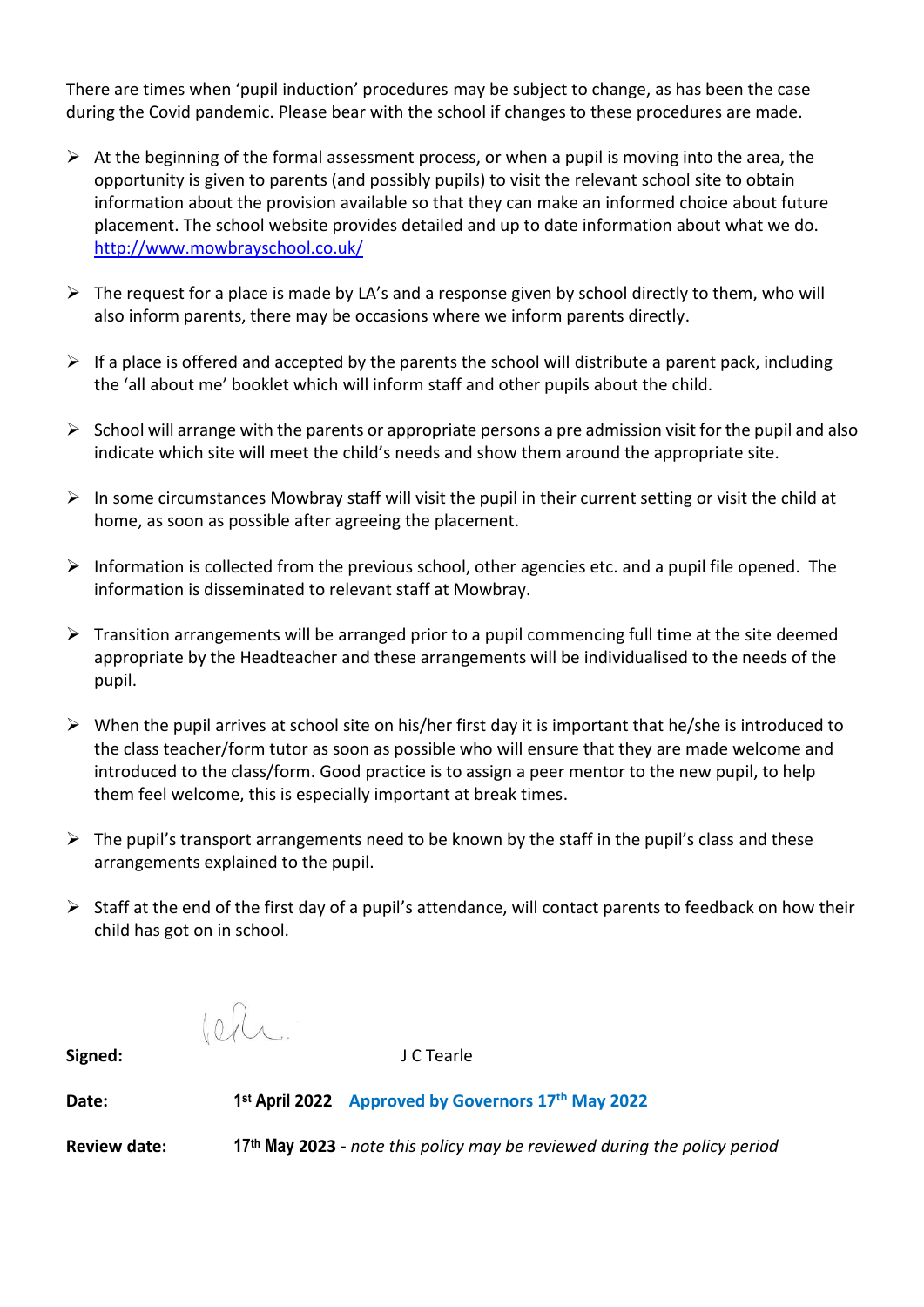There are times when 'pupil induction' procedures may be subject to change, as has been the case during the Covid pandemic. Please bear with the school if changes to these procedures are made.

- At the beginning of the formal assessment process, or when a pupil is moving into the area, the opportunity is given to parents (and possibly pupils) to visit the relevant school site to obtain information about the provision available so that they can make an informed choice about future placement. The school website provides detailed and up to date information about what we do. [http://www.mowbrayschool.co.uk/](http://www.mowbrayschool.co.uk/)
- The request for a place is made by LA's and a response given by school directly to them, who will also inform parents, there may be occasions where we inform parents directly.
- If a place is offered and accepted by the parents the school will distribute a parent pack, including the 'all about me' booklet which will inform staff and other pupils about the child.
- School will arrange with the parents or appropriate persons a pre admission visit for the pupil and also indicate which site will meet the child's needs and show them around the appropriate site.
- In some circumstances Mowbray staff will visit the pupil in their current setting or visit the child at home, as soon as possible after agreeing the placement.
- Information is collected from the previous school, other agencies etc. and a pupil file opened. The information is disseminated to relevant staff at Mowbray.
- Transition arrangements will be arranged prior to a pupil commencing full time at the site deemed appropriate by the Headteacher and these arrangements will be individualised to the needs of the pupil.
- When the pupil arrives at school site on his/her first day it is important that he/she is introduced to the class teacher/form tutor as soon as possible who will ensure that they are made welcome and introduced to the class/form. Good practice is to assign a peer mentor to the new pupil, to help them feel welcome, this is especially important at break times.
- The pupil's transport arrangements need to be known by the staff in the pupil's class and these arrangements explained to the pupil.
- Staff at the end of the first day of a pupil's attendance, will contact parents to feedback on how their child has got on in school.

**Signed:** J C Tearle

**Date:** **1st April 2022** **Approved by Governors 17th May 2022**

**Review date:** **17th May 2023 -** *note this policy may be reviewed during the policy period*